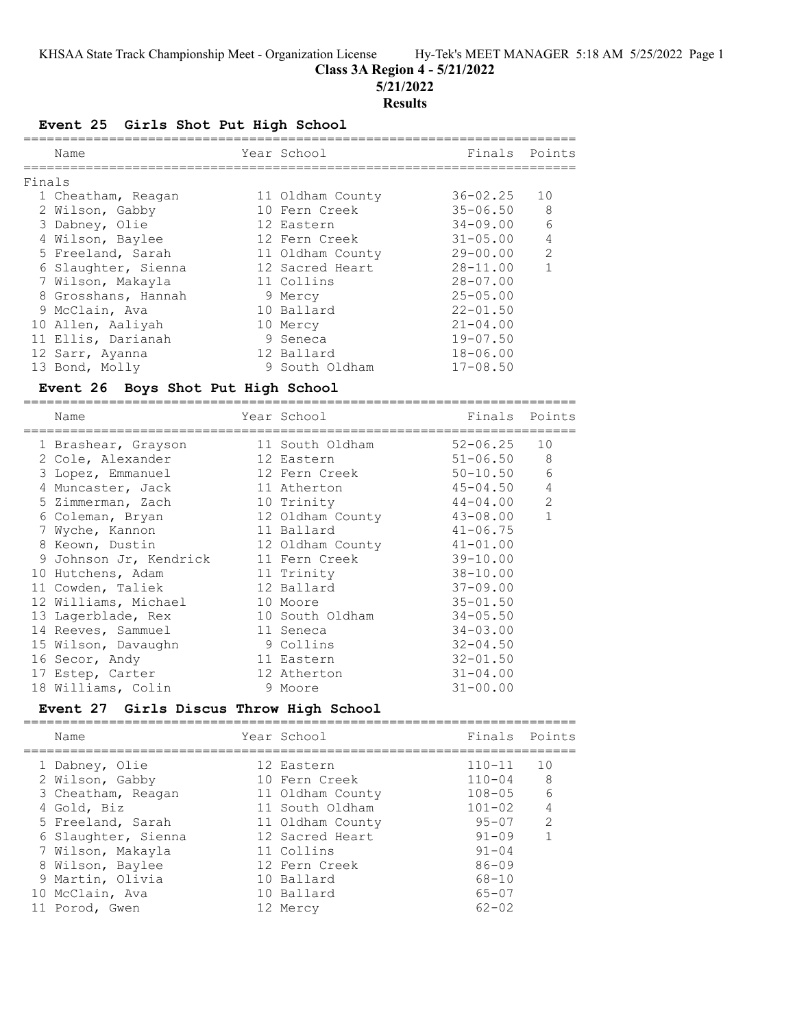**Class 3A Region 4 - 5/21/2022**

**5/21/2022**

**Results**

### Event 25 Girls Shot Put High School

| Place | Name | Year | School | Finals | Points |
|---|---|---|---|---|---|
| **Finals** | | | | | |
| 1 | Cheatham, Reagan | 11 | Oldham County | 36-02.25 | 10 |
| 2 | Wilson, Gabby | 10 | Fern Creek | 35-06.50 | 8 |
| 3 | Dabney, Olie | 12 | Eastern | 34-09.00 | 6 |
| 4 | Wilson, Baylee | 12 | Fern Creek | 31-05.00 | 4 |
| 5 | Freeland, Sarah | 11 | Oldham County | 29-00.00 | 2 |
| 6 | Slaughter, Sienna | 12 | Sacred Heart | 28-11.00 | 1 |
| 7 | Wilson, Makayla | 11 | Collins | 28-07.00 | |
| 8 | Grosshans, Hannah | 9 | Mercy | 25-05.00 | |
| 9 | McClain, Ava | 10 | Ballard | 22-01.50 | |
| 10 | Allen, Aaliyah | 10 | Mercy | 21-04.00 | |
| 11 | Ellis, Darianah | 9 | Seneca | 19-07.50 | |
| 12 | Sarr, Ayanna | 12 | Ballard | 18-06.00 | |
| 13 | Bond, Molly | 9 | South Oldham | 17-08.50 | |

### Event 26 Boys Shot Put High School

| Place | Name | Year | School | Finals | Points |
|---|---|---|---|---|---|
| 1 | Brashear, Grayson | 11 | South Oldham | 52-06.25 | 10 |
| 2 | Cole, Alexander | 12 | Eastern | 51-06.50 | 8 |
| 3 | Lopez, Emmanuel | 12 | Fern Creek | 50-10.50 | 6 |
| 4 | Muncaster, Jack | 11 | Atherton | 45-04.50 | 4 |
| 5 | Zimmerman, Zach | 10 | Trinity | 44-04.00 | 2 |
| 6 | Coleman, Bryan | 12 | Oldham County | 43-08.00 | 1 |
| 7 | Wyche, Kannon | 11 | Ballard | 41-06.75 | |
| 8 | Keown, Dustin | 12 | Oldham County | 41-01.00 | |
| 9 | Johnson Jr, Kendrick | 11 | Fern Creek | 39-10.00 | |
| 10 | Hutchens, Adam | 11 | Trinity | 38-10.00 | |
| 11 | Cowden, Taliek | 12 | Ballard | 37-09.00 | |
| 12 | Williams, Michael | 10 | Moore | 35-01.50 | |
| 13 | Lagerblade, Rex | 10 | South Oldham | 34-05.50 | |
| 14 | Reeves, Sammuel | 11 | Seneca | 34-03.00 | |
| 15 | Wilson, Davaughn | 9 | Collins | 32-04.50 | |
| 16 | Secor, Andy | 11 | Eastern | 32-01.50 | |
| 17 | Estep, Carter | 12 | Atherton | 31-04.00 | |
| 18 | Williams, Colin | 9 | Moore | 31-00.00 | |

### Event 27 Girls Discus Throw High School

| Place | Name | Year | School | Finals | Points |
|---|---|---|---|---|---|
| 1 | Dabney, Olie | 12 | Eastern | 110-11 | 10 |
| 2 | Wilson, Gabby | 10 | Fern Creek | 110-04 | 8 |
| 3 | Cheatham, Reagan | 11 | Oldham County | 108-05 | 6 |
| 4 | Gold, Biz | 11 | South Oldham | 101-02 | 4 |
| 5 | Freeland, Sarah | 11 | Oldham County | 95-07 | 2 |
| 6 | Slaughter, Sienna | 12 | Sacred Heart | 91-09 | 1 |
| 7 | Wilson, Makayla | 11 | Collins | 91-04 | |
| 8 | Wilson, Baylee | 12 | Fern Creek | 86-09 | |
| 9 | Martin, Olivia | 10 | Ballard | 68-10 | |
| 10 | McClain, Ava | 10 | Ballard | 65-07 | |
| 11 | Porod, Gwen | 12 | Mercy | 62-02 | |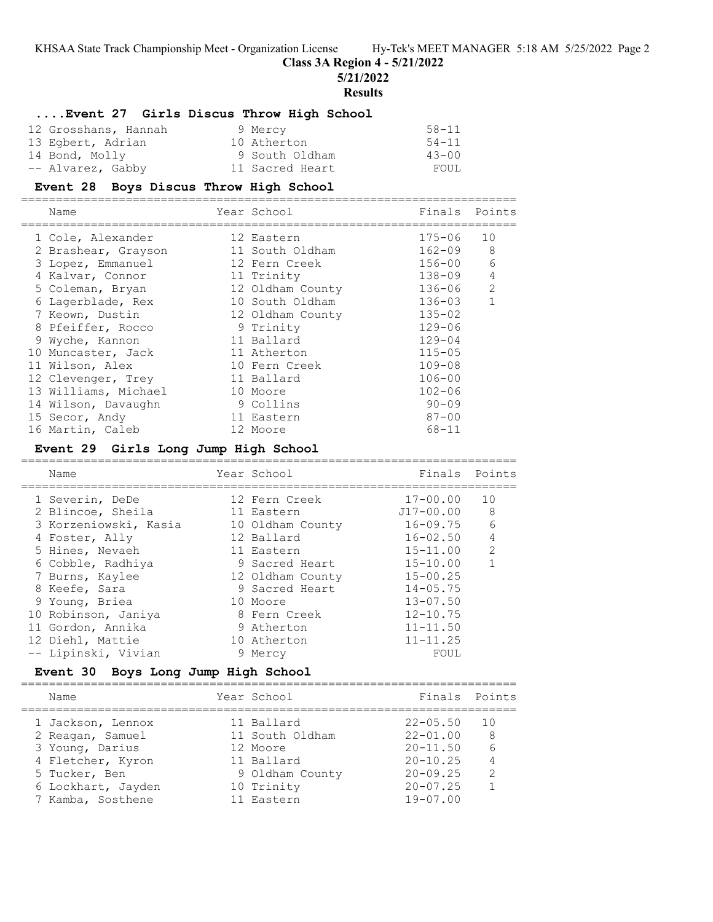# Class 3A Region 4 - 5/21/2022

5/21/2022

**Results**

### ....Event 27 Girls Discus Throw High School

| Name | Year | School | Finals | Points |
|---|---|---|---|---|
| 12 Grosshans, Hannah | 9 | Mercy | 58-11 | |
| 13 Egbert, Adrian | 10 | Atherton | 54-11 | |
| 14 Bond, Molly | 9 | South Oldham | 43-00 | |
| -- Alvarez, Gabby | 11 | Sacred Heart | FOUL | |

### Event 28 Boys Discus Throw High School

| Name | Year | School | Finals | Points |
|---|---|---|---|---|
| 1 Cole, Alexander | 12 | Eastern | 175-06 | 10 |
| 2 Brashear, Grayson | 11 | South Oldham | 162-09 | 8 |
| 3 Lopez, Emmanuel | 12 | Fern Creek | 156-00 | 6 |
| 4 Kalvar, Connor | 11 | Trinity | 138-09 | 4 |
| 5 Coleman, Bryan | 12 | Oldham County | 136-06 | 2 |
| 6 Lagerblade, Rex | 10 | South Oldham | 136-03 | 1 |
| 7 Keown, Dustin | 12 | Oldham County | 135-02 | |
| 8 Pfeiffer, Rocco | 9 | Trinity | 129-06 | |
| 9 Wyche, Kannon | 11 | Ballard | 129-04 | |
| 10 Muncaster, Jack | 11 | Atherton | 115-05 | |
| 11 Wilson, Alex | 10 | Fern Creek | 109-08 | |
| 12 Clevenger, Trey | 11 | Ballard | 106-00 | |
| 13 Williams, Michael | 10 | Moore | 102-06 | |
| 14 Wilson, Davaughn | 9 | Collins | 90-09 | |
| 15 Secor, Andy | 11 | Eastern | 87-00 | |
| 16 Martin, Caleb | 12 | Moore | 68-11 | |

### Event 29 Girls Long Jump High School

| Name | Year | School | Finals | Points |
|---|---|---|---|---|
| 1 Severin, DeDe | 12 | Fern Creek | 17-00.00 | 10 |
| 2 Blincoe, Sheila | 11 | Eastern | J17-00.00 | 8 |
| 3 Korzeniowski, Kasia | 10 | Oldham County | 16-09.75 | 6 |
| 4 Foster, Ally | 12 | Ballard | 16-02.50 | 4 |
| 5 Hines, Nevaeh | 11 | Eastern | 15-11.00 | 2 |
| 6 Cobble, Radhiya | 9 | Sacred Heart | 15-10.00 | 1 |
| 7 Burns, Kaylee | 12 | Oldham County | 15-00.25 | |
| 8 Keefe, Sara | 9 | Sacred Heart | 14-05.75 | |
| 9 Young, Briea | 10 | Moore | 13-07.50 | |
| 10 Robinson, Janiya | 8 | Fern Creek | 12-10.75 | |
| 11 Gordon, Annika | 9 | Atherton | 11-11.50 | |
| 12 Diehl, Mattie | 10 | Atherton | 11-11.25 | |
| -- Lipinski, Vivian | 9 | Mercy | FOUL | |

### Event 30 Boys Long Jump High School

| Name | Year | School | Finals | Points |
|---|---|---|---|---|
| 1 Jackson, Lennox | 11 | Ballard | 22-05.50 | 10 |
| 2 Reagan, Samuel | 11 | South Oldham | 22-01.00 | 8 |
| 3 Young, Darius | 12 | Moore | 20-11.50 | 6 |
| 4 Fletcher, Kyron | 11 | Ballard | 20-10.25 | 4 |
| 5 Tucker, Ben | 9 | Oldham County | 20-09.25 | 2 |
| 6 Lockhart, Jayden | 10 | Trinity | 20-07.25 | 1 |
| 7 Kamba, Sosthene | 11 | Eastern | 19-07.00 | |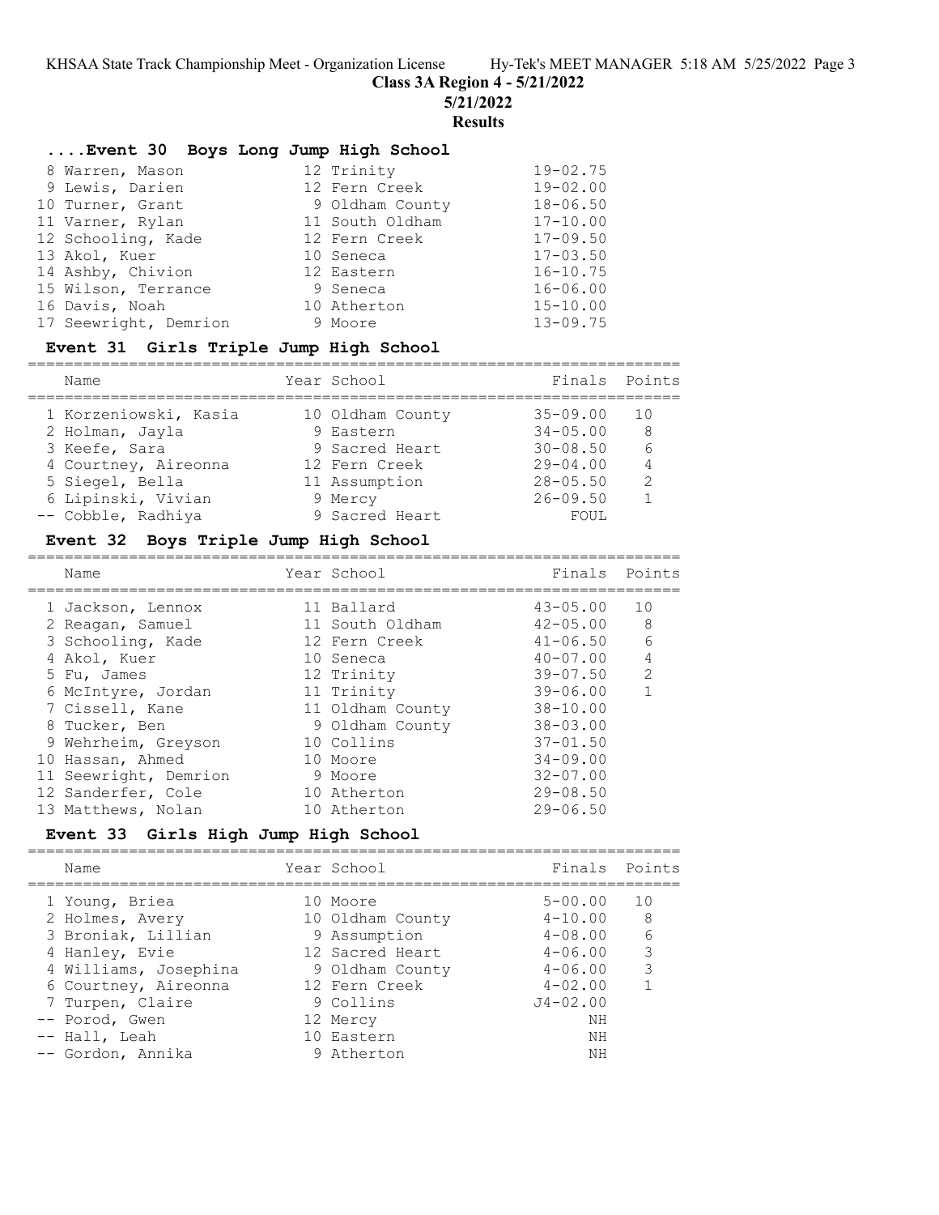## Class 3A Region 4 - 5/21/2022

**5/21/2022**

**Results**

### ....Event 30 Boys Long Jump High School

| Place | Name | Year | School | Finals |
|---|---|---|---|---|
| 8 | Warren, Mason | 12 | Trinity | 19-02.75 |
| 9 | Lewis, Darien | 12 | Fern Creek | 19-02.00 |
| 10 | Turner, Grant | 9 | Oldham County | 18-06.50 |
| 11 | Varner, Rylan | 11 | South Oldham | 17-10.00 |
| 12 | Schooling, Kade | 12 | Fern Creek | 17-09.50 |
| 13 | Akol, Kuer | 10 | Seneca | 17-03.50 |
| 14 | Ashby, Chivion | 12 | Eastern | 16-10.75 |
| 15 | Wilson, Terrance | 9 | Seneca | 16-06.00 |
| 16 | Davis, Noah | 10 | Atherton | 15-10.00 |
| 17 | Seewright, Demrion | 9 | Moore | 13-09.75 |

### Event 31 Girls Triple Jump High School

| Place | Name | Year | School | Finals | Points |
|---|---|---|---|---|---|
| 1 | Korzeniowski, Kasia | 10 | Oldham County | 35-09.00 | 10 |
| 2 | Holman, Jayla | 9 | Eastern | 34-05.00 | 8 |
| 3 | Keefe, Sara | 9 | Sacred Heart | 30-08.50 | 6 |
| 4 | Courtney, Aireonna | 12 | Fern Creek | 29-04.00 | 4 |
| 5 | Siegel, Bella | 11 | Assumption | 28-05.50 | 2 |
| 6 | Lipinski, Vivian | 9 | Mercy | 26-09.50 | 1 |
| -- | Cobble, Radhiya | 9 | Sacred Heart | FOUL | |

### Event 32 Boys Triple Jump High School

| Place | Name | Year | School | Finals | Points |
|---|---|---|---|---|---|
| 1 | Jackson, Lennox | 11 | Ballard | 43-05.00 | 10 |
| 2 | Reagan, Samuel | 11 | South Oldham | 42-05.00 | 8 |
| 3 | Schooling, Kade | 12 | Fern Creek | 41-06.50 | 6 |
| 4 | Akol, Kuer | 10 | Seneca | 40-07.00 | 4 |
| 5 | Fu, James | 12 | Trinity | 39-07.50 | 2 |
| 6 | McIntyre, Jordan | 11 | Trinity | 39-06.00 | 1 |
| 7 | Cissell, Kane | 11 | Oldham County | 38-10.00 | |
| 8 | Tucker, Ben | 9 | Oldham County | 38-03.00 | |
| 9 | Wehrheim, Greyson | 10 | Collins | 37-01.50 | |
| 10 | Hassan, Ahmed | 10 | Moore | 34-09.00 | |
| 11 | Seewright, Demrion | 9 | Moore | 32-07.00 | |
| 12 | Sanderfer, Cole | 10 | Atherton | 29-08.50 | |
| 13 | Matthews, Nolan | 10 | Atherton | 29-06.50 | |

### Event 33 Girls High Jump High School

| Place | Name | Year | School | Finals | Points |
|---|---|---|---|---|---|
| 1 | Young, Briea | 10 | Moore | 5-00.00 | 10 |
| 2 | Holmes, Avery | 10 | Oldham County | 4-10.00 | 8 |
| 3 | Broniak, Lillian | 9 | Assumption | 4-08.00 | 6 |
| 4 | Hanley, Evie | 12 | Sacred Heart | 4-06.00 | 3 |
| 4 | Williams, Josephina | 9 | Oldham County | 4-06.00 | 3 |
| 6 | Courtney, Aireonna | 12 | Fern Creek | 4-02.00 | 1 |
| 7 | Turpen, Claire | 9 | Collins | J4-02.00 | |
| -- | Porod, Gwen | 12 | Mercy | NH | |
| -- | Hall, Leah | 10 | Eastern | NH | |
| -- | Gordon, Annika | 9 | Atherton | NH | |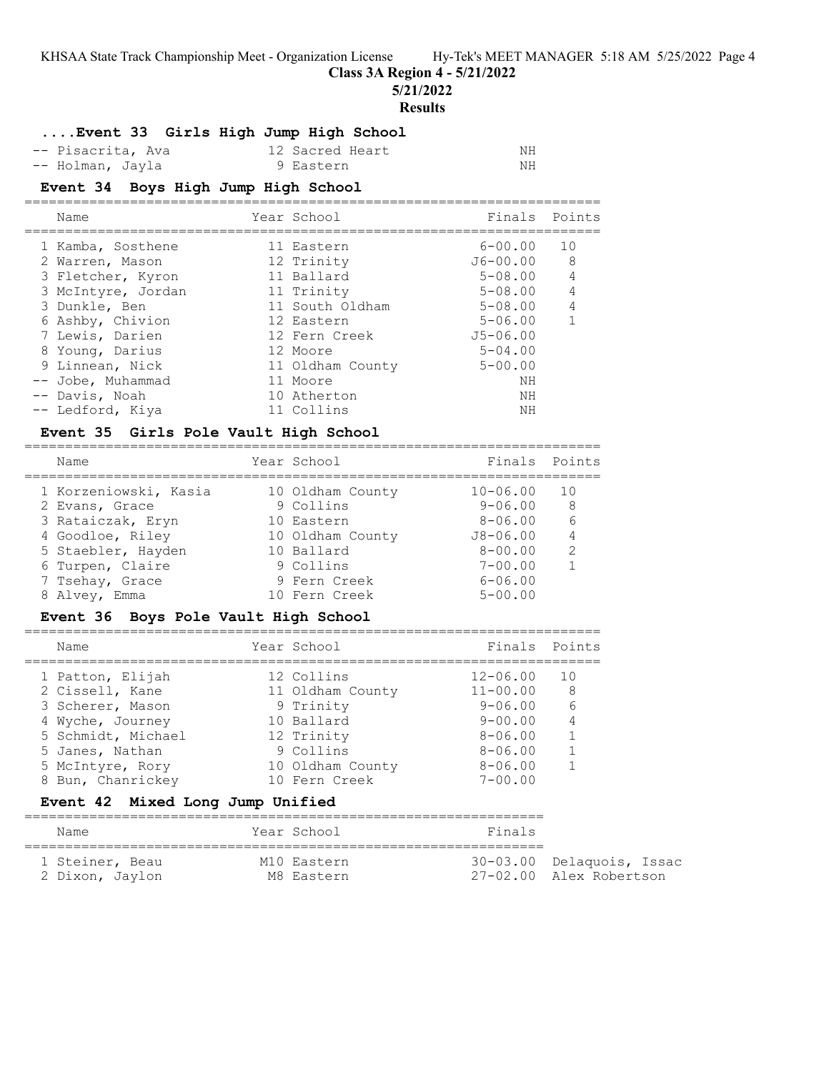### ....Event 33 Girls High Jump High School

| Place | Name | Year | School | Finals | Points |
|---|---|---|---|---|---|
| -- | Pisacrita, Ava | 12 | Sacred Heart | NH | |
| -- | Holman, Jayla | 9 | Eastern | NH | |

### Event 34 Boys High Jump High School

| Place | Name | Year | School | Finals | Points |
|---|---|---|---|---|---|
| 1 | Kamba, Sosthene | 11 | Eastern | 6-00.00 | 10 |
| 2 | Warren, Mason | 12 | Trinity | J6-00.00 | 8 |
| 3 | Fletcher, Kyron | 11 | Ballard | 5-08.00 | 4 |
| 3 | McIntyre, Jordan | 11 | Trinity | 5-08.00 | 4 |
| 3 | Dunkle, Ben | 11 | South Oldham | 5-08.00 | 4 |
| 6 | Ashby, Chivion | 12 | Eastern | 5-06.00 | 1 |
| 7 | Lewis, Darien | 12 | Fern Creek | J5-06.00 | |
| 8 | Young, Darius | 12 | Moore | 5-04.00 | |
| 9 | Linnean, Nick | 11 | Oldham County | 5-00.00 | |
| -- | Jobe, Muhammad | 11 | Moore | NH | |
| -- | Davis, Noah | 10 | Atherton | NH | |
| -- | Ledford, Kiya | 11 | Collins | NH | |

### Event 35 Girls Pole Vault High School

| Place | Name | Year | School | Finals | Points |
|---|---|---|---|---|---|
| 1 | Korzeniowski, Kasia | 10 | Oldham County | 10-06.00 | 10 |
| 2 | Evans, Grace | 9 | Collins | 9-06.00 | 8 |
| 3 | Rataiczak, Eryn | 10 | Eastern | 8-06.00 | 6 |
| 4 | Goodloe, Riley | 10 | Oldham County | J8-06.00 | 4 |
| 5 | Staebler, Hayden | 10 | Ballard | 8-00.00 | 2 |
| 6 | Turpen, Claire | 9 | Collins | 7-00.00 | 1 |
| 7 | Tsehay, Grace | 9 | Fern Creek | 6-06.00 | |
| 8 | Alvey, Emma | 10 | Fern Creek | 5-00.00 | |

### Event 36 Boys Pole Vault High School

| Place | Name | Year | School | Finals | Points |
|---|---|---|---|---|---|
| 1 | Patton, Elijah | 12 | Collins | 12-06.00 | 10 |
| 2 | Cissell, Kane | 11 | Oldham County | 11-00.00 | 8 |
| 3 | Scherer, Mason | 9 | Trinity | 9-06.00 | 6 |
| 4 | Wyche, Journey | 10 | Ballard | 9-00.00 | 4 |
| 5 | Schmidt, Michael | 12 | Trinity | 8-06.00 | 1 |
| 5 | Janes, Nathan | 9 | Collins | 8-06.00 | 1 |
| 5 | McIntyre, Rory | 10 | Oldham County | 8-06.00 | 1 |
| 8 | Bun, Chanrickey | 10 | Fern Creek | 7-00.00 | |

### Event 42 Mixed Long Jump Unified

| Place | Name | Year | School | Finals | |
|---|---|---|---|---|---|
| 1 | Steiner, Beau | M10 | Eastern | 30-03.00 | Delaquois, Issac |
| 2 | Dixon, Jaylon | M8 | Eastern | 27-02.00 | Alex Robertson |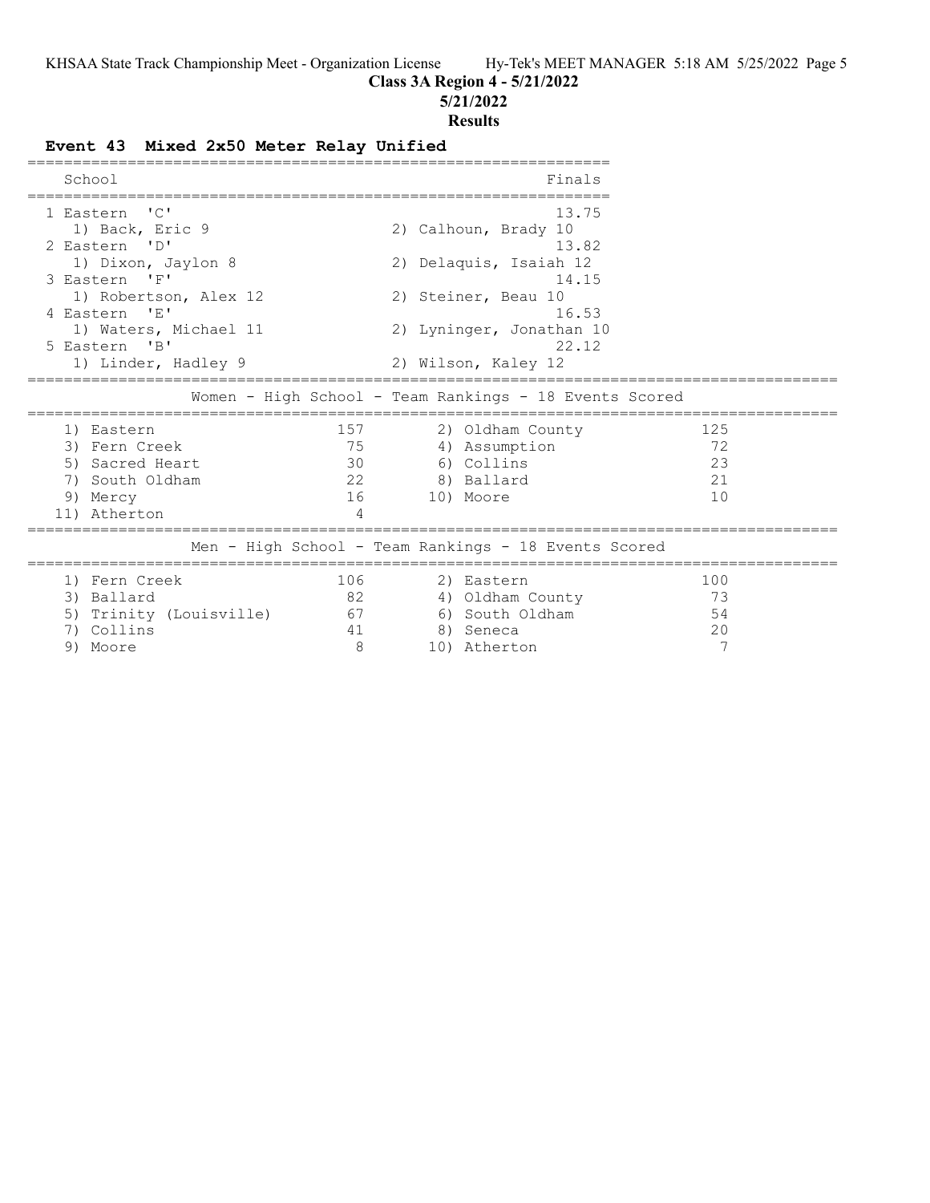**Class 3A Region 4 - 5/21/2022**

**5/21/2022**

**Results**

### Event 43 Mixed 2x50 Meter Relay Unified

| School | | Finals |
|---|---|---|
| 1 Eastern 'C' | | 13.75 |
| 1) Back, Eric 9 | 2) Calhoun, Brady 10 | |
| 2 Eastern 'D' | | 13.82 |
| 1) Dixon, Jaylon 8 | 2) Delaquis, Isaiah 12 | |
| 3 Eastern 'F' | | 14.15 |
| 1) Robertson, Alex 12 | 2) Steiner, Beau 10 | |
| 4 Eastern 'E' | | 16.53 |
| 1) Waters, Michael 11 | 2) Lyninger, Jonathan 10 | |
| 5 Eastern 'B' | | 22.12 |
| 1) Linder, Hadley 9 | 2) Wilson, Kaley 12 | |

### Women - High School - Team Rankings - 18 Events Scored

| | | | |
|---|---|---|---|
| 1) Eastern | 157 | 2) Oldham County | 125 |
| 3) Fern Creek | 75 | 4) Assumption | 72 |
| 5) Sacred Heart | 30 | 6) Collins | 23 |
| 7) South Oldham | 22 | 8) Ballard | 21 |
| 9) Mercy | 16 | 10) Moore | 10 |
| 11) Atherton | 4 | | |

### Men - High School - Team Rankings - 18 Events Scored

| | | | |
|---|---|---|---|
| 1) Fern Creek | 106 | 2) Eastern | 100 |
| 3) Ballard | 82 | 4) Oldham County | 73 |
| 5) Trinity (Louisville) | 67 | 6) South Oldham | 54 |
| 7) Collins | 41 | 8) Seneca | 20 |
| 9) Moore | 8 | 10) Atherton | 7 |